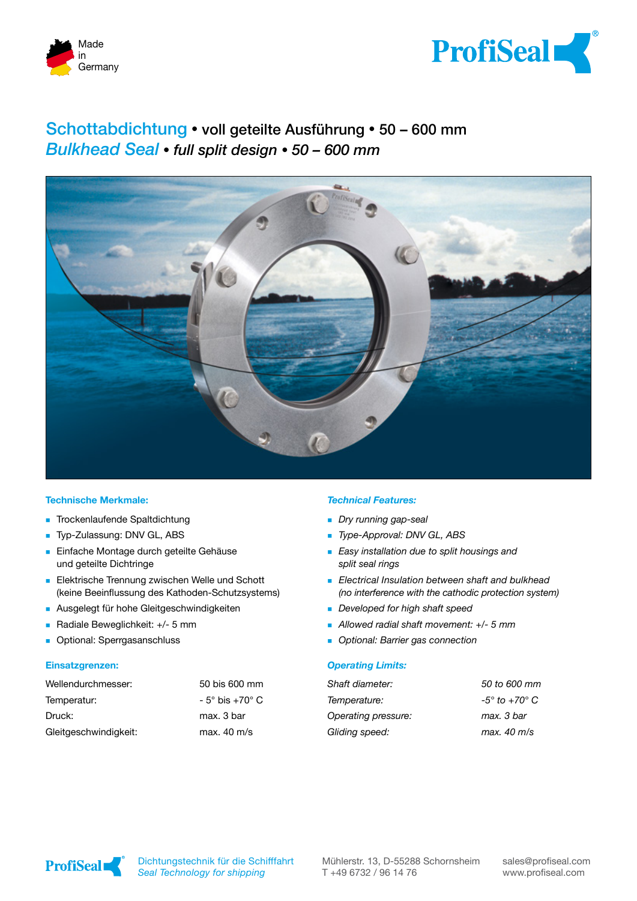Made in Germany

ProfiSeal®

# Schottabdichtung • voll geteilte Ausführung • 50 – 600 mm

# *Bulkhead Seal • full split design • 50 – 600 mm*

## Technische Merkmale:

- Trockenlaufende Spaltdichtung
- Typ-Zulassung: DNV GL, ABS
- Einfache Montage durch geteilte Gehäuse und geteilte Dichtringe
- Elektrische Trennung zwischen Welle und Schott (keine Beeinflussung des Kathoden-Schutzsystems)
- Ausgelegt für hohe Gleitgeschwindigkeiten
- Radiale Beweglichkeit: +/- 5 mm
- Optional: Sperrgasanschluss

## Einsatzgrenzen:

| | |
|---|---|
| Wellendurchmesser: | 50 bis 600 mm |
| Temperatur: | - 5° bis +70° C |
| Druck: | max. 3 bar |
| Gleitgeschwindigkeit: | max. 40 m/s |

## *Technical Features:*

- *Dry running gap-seal*
- *Type-Approval: DNV GL, ABS*
- *Easy installation due to split housings and split seal rings*
- *Electrical Insulation between shaft and bulkhead (no interference with the cathodic protection system)*
- *Developed for high shaft speed*
- *Allowed radial shaft movement: +/- 5 mm*
- *Optional: Barrier gas connection*

## *Operating Limits:*

| | |
|---|---|
| *Shaft diameter:* | *50 to 600 mm* |
| *Temperature:* | *-5° to +70° C* |
| *Operating pressure:* | *max. 3 bar* |
| *Gliding speed:* | *max. 40 m/s* |

ProfiSeal® Dichtungstechnik für die Schifffahrt *Seal Technology for shipping* Mühlerstr. 13, D-55288 Schornsheim T +49 6732 / 96 14 76 sales@profiseal.com www.profiseal.com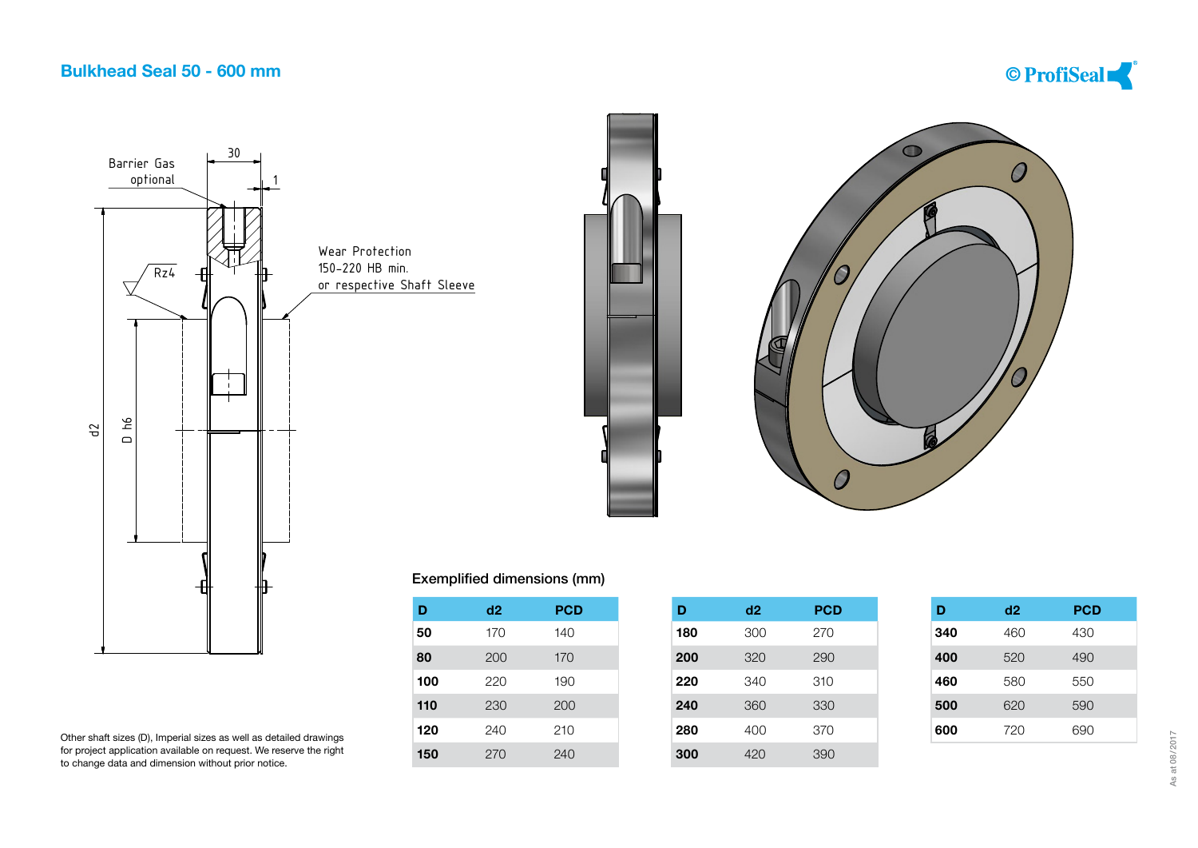## Bulkhead Seal 50 - 600 mm

© ProfiSeal

Barrier Gas optional

30

1

Rz4

Wear Protection 150-220 HB min. or respective Shaft Sleeve

d2

D h6

### Exemplified dimensions (mm)

| D | d2 | PCD |
|---|---|---|
| **50** | 170 | 140 |
| **80** | 200 | 170 |
| **100** | 220 | 190 |
| **110** | 230 | 200 |
| **120** | 240 | 210 |
| **150** | 270 | 240 |

| D | d2 | PCD |
|---|---|---|
| **180** | 300 | 270 |
| **200** | 320 | 290 |
| **220** | 340 | 310 |
| **240** | 360 | 330 |
| **280** | 400 | 370 |
| **300** | 420 | 390 |

| D | d2 | PCD |
|---|---|---|
| **340** | 460 | 430 |
| **400** | 520 | 490 |
| **460** | 580 | 550 |
| **500** | 620 | 590 |
| **600** | 720 | 690 |

Other shaft sizes (D), Imperial sizes as well as detailed drawings for project application available on request. We reserve the right to change data and dimension without prior notice.

As at 08/2017